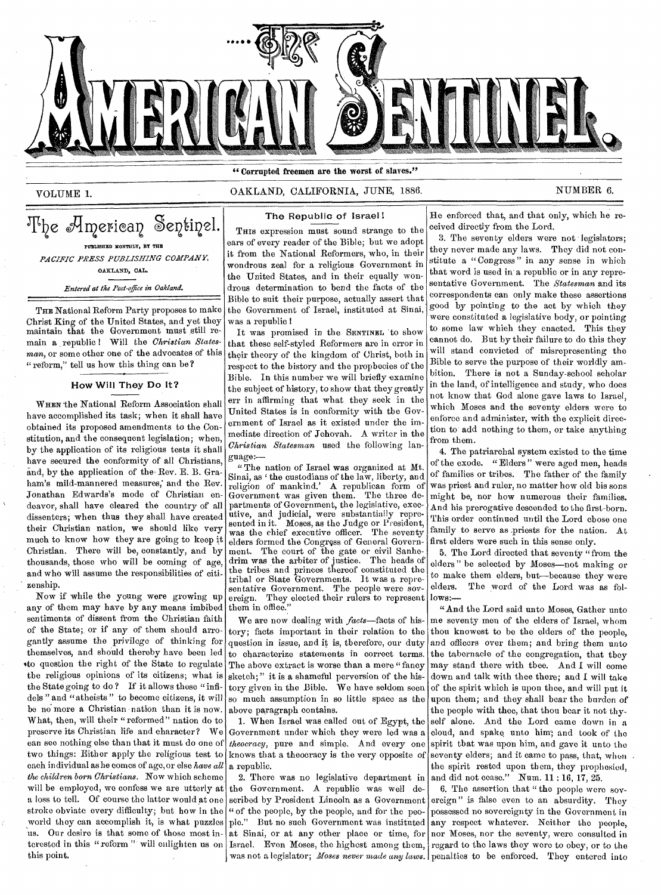# The American Sentinel.

"Corrupted freemen are the worst of slaves."

VOLUME 1. OAKLAND, CALIFORNIA, JUNE, 1886. NUMBER 6.

## The American Sentinel.

PUBLISHED MONTHLY, BY THE

*PACIFIC PRESS PUBLISHING COMPANY,*

OAKLAND, CAL.

*Entered at the Post-office in Oakland.*

THE National Reform Party proposes to make Christ King of the United States, and yet they maintain that the Government must still remain a republic! Will the *Christian Statesman*, or some other one of the advocates of this "reform," tell us how this thing can be?

### How Will They Do It?

WHEN the National Reform Association shall have accomplished its task; when it shall have obtained its proposed amendments to the Constitution, and the consequent legislation; when, by the application of its religious tests it shall have secured the conformity of all Christians, and, by the application of the Rev. E. B. Graham's mild-mannered measures, and the Rev. Jonathan Edwards's mode of Christian endeavor, shall have cleared the country of all dissenters; when thus they shall have created their Christian nation, we should like very much to know how they are going to keep it Christian. There will be, constantly, and by thousands, those who will be coming of age, and who will assume the responsibilities of citizenship.

Now if while the young were growing up any of them may have by any means imbibed sentiments of dissent from the Christian faith of the State; or if any of them should arrogantly assume the privilege of thinking for themselves, and should thereby have been led to question the right of the State to regulate the religious opinions of its citizens; what is the State going to do? If it allows these "infidels" and "atheists" to become citizens, it will be no more a Christian nation than it is now. What, then, will their "reformed" nation do to preserve its Christian life and character? We can see nothing else than that it must do one of two things: Either apply the religious test to each individual as he comes of age, or else *have all the children born Christians.* Now which scheme will be employed, we confess we are utterly at a loss to tell. Of course the latter would at one stroke obviate every difficulty; but how in the world they can accomplish it, is what puzzles us. Our desire is that some of those most interested in this "reform" will enlighten us on this point.

### The Republic of Israel!

THIS expression must sound strange to the ears of every reader of the Bible; but we adopt it from the National Reformers, who, in their wondrous zeal for a religious Government in the United States, and in their equally wondrous determination to bend the facts of the Bible to suit their purpose, actually assert that the Government of Israel, instituted at Sinai, was a republic!

It was promised in the SENTINEL to show that these self-styled Reformers are in error in their theory of the kingdom of Christ, both in respect to the history and the prophecies of the Bible. In this number we will briefly examine the subject of history, to show that they greatly err in affirming that what they seek in the United States is in conformity with the Government of Israel as it existed under the immediate direction of Jehovah. A writer in the *Christian Statesman* used the following language:—

"The nation of Israel was organized at Mt. Sinai, as 'the custodians of the law, liberty, and religion of mankind.' A republican form of Government was given them. The three departments of Government, the legislative, executive, and judicial, were substantially represented in it. Moses, as the Judge or President, was the chief executive officer. The seventy elders formed the Congress of General Government. The court of the gate or civil Sanhedrim was the arbiter of justice. The heads of the tribes and princes thereof constituted the tribal or State Governments. It was a representative Government. The people were sovereign. They elected their rulers to represent them in office."

We are now dealing with *facts*—facts of history; facts important in their relation to the question in issue, and it is, therefore, our duty to characterize statements in correct terms. The above extract is worse than a mere "fancy sketch;" it is a shameful perversion of the history given in the Bible. We have seldom seen so much assumption in so little space as the above paragraph contains.

1. When Israel was called out of Egypt, the Government under which they were led was a *theocracy*, pure and simple. And every one knows that a theocracy is the very opposite of a republic.

2. There was no legislative department in the Government. A republic was well described by President Lincoln as a Government "of the people, by the people, and for the people." But no such Government was instituted at Sinai, or at any other place or time, for Israel. Even Moses, the highest among them, was not a legislator; *Moses never made any laws.* He enforced that, and that only, which he received directly from the Lord.

3. The seventy elders were not legislators; they never made any laws. They did not constitute a "Congress" in any sense in which that word is used in a republic or in any representative Government. The *Statesman* and its correspondents can only make these assertions good by pointing to the act by which they were constituted a legislative body, or pointing to some law which they enacted. This they cannot do. But by their failure to do this they will stand convicted of misrepresenting the Bible to serve the purpose of their worldly ambition. There is not a Sunday-school scholar in the land, of intelligence and study, who does not know that God alone gave laws to Israel, which Moses and the seventy elders were to enforce and administer, with the explicit direction to add nothing to them, or take anything from them.

4. The patriarchal system existed to the time of the exode. "Elders" were aged men, heads of families or tribes. The father of the family was priest and ruler, no matter how old his sons might be, nor how numerous their families. And his prerogative descended to the first-born. This order continued until the Lord chose one family to serve as priests for the nation. At first elders were such in this sense only.

5. The Lord directed that seventy "from the elders" be selected by Moses—not making or to make them elders, but—because they were elders. The word of the Lord was as follows:—

"And the Lord said unto Moses, Gather unto me seventy men of the elders of Israel, whom thou knowest to be the elders of the people, and officers over them; and bring them unto the tabernacle of the congregation, that they may stand there with thee. And I will come down and talk with thee there; and I will take of the spirit which is upon thee, and will put it upon them; and they shall bear the burden of the people with thee, that thou bear it not thyself alone. And the Lord came down in a cloud, and spake unto him; and took of the spirit that was upon him, and gave it unto the seventy elders; and it came to pass, that, when the spirit rested upon them, they prophesied, and did not cease." Num. 11 : 16, 17, 25.

6. The assertion that "the people were sovereign" is false even to an absurdity. They possessed no sovereignty in the Government in any respect whatever. Neither the people, nor Moses, nor the seventy, were consulted in regard to the laws they were to obey, or to the penalties to be enforced. They entered into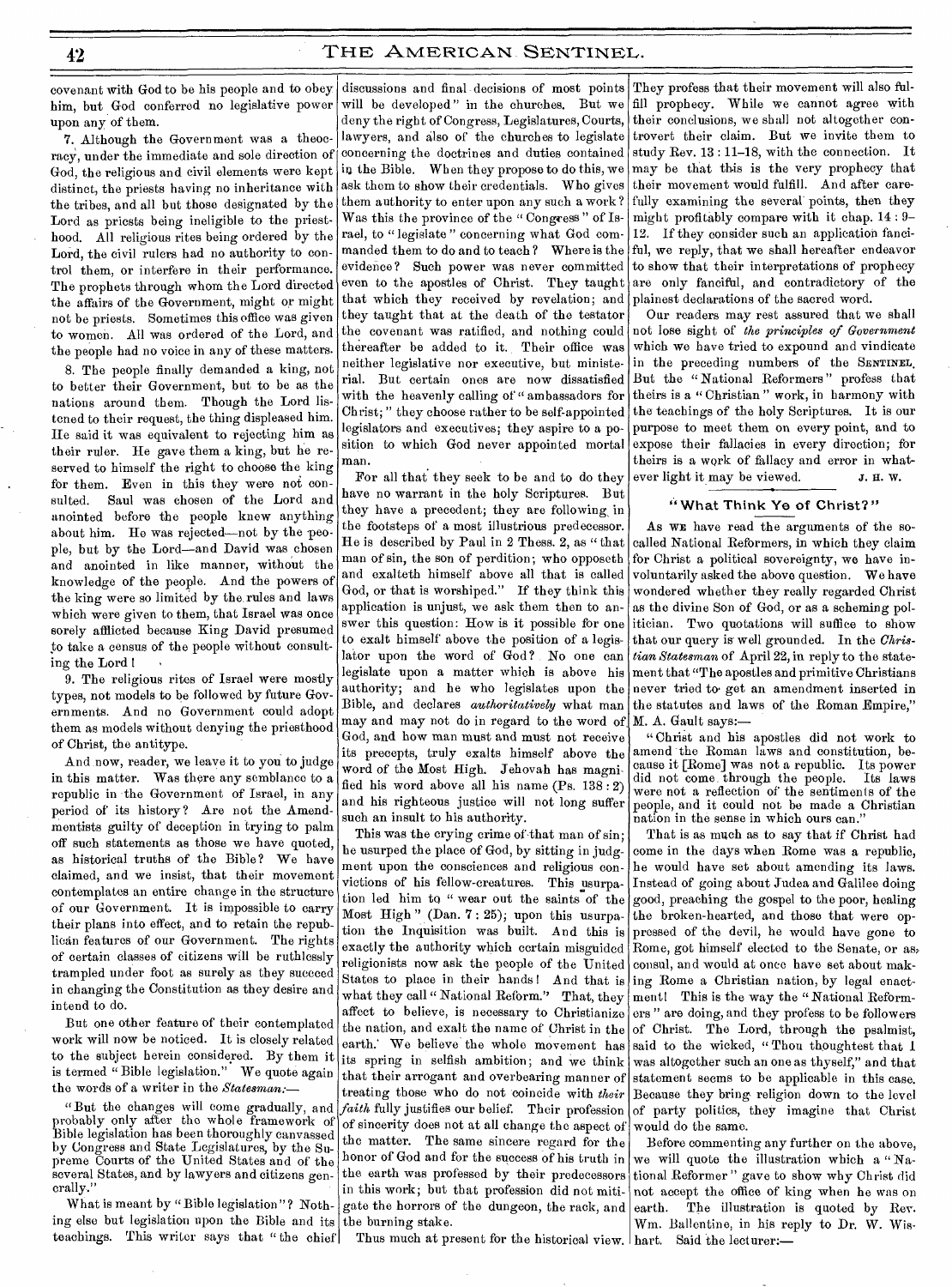covenant with God to be his people and to obey him, but God conferred no legislative power upon any of them.

7. Although the Government was a theocracy, under the immediate and sole direction of God, the religious and civil elements were kept distinct, the priests having no inheritance with the tribes, and all but those designated by the Lord as priests being ineligible to the priesthood. All religious rites being ordered by the Lord, the civil rulers had no authority to control them, or interfere in their performance. The prophets through whom the Lord directed the affairs of the Government, might or might not be priests. Sometimes this office was given to women. All was ordered of the Lord, and the people had no voice in any of these matters.

8. The people finally demanded a king, not to better their Government, but to be as the nations around them. Though the Lord listened to their request, the thing displeased him. He said it was equivalent to rejecting him as their ruler. He gave them a king, but he reserved to himself the right to choose the king for them. Even in this they were not consulted. Saul was chosen of the Lord and anointed before the people knew anything about him. He was rejected—not by the people, but by the Lord—and David was chosen and anointed in like manner, without the knowledge of the people. And the powers of the king were so limited by the rules and laws which were given to them, that Israel was once sorely afflicted because King David presumed to take a census of the people without consulting the Lord!

9. The religious rites of Israel were mostly types, not models to be followed by future Governments. And no Government could adopt them as models without denying the priesthood of Christ, the antitype.

And now, reader, we leave it to you to judge in this matter. Was there any semblance to a republic in the Government of Israel, in any period of its history? Are not the Amendmentists guilty of deception in trying to palm off such statements as those we have quoted, as historical truths of the Bible? We have claimed, and we insist, that their movement contemplates an entire change in the structure of our Government. It is impossible to carry their plans into effect, and to retain the republican features of our Government. The rights of certain classes of citizens will be ruthlessly trampled under foot as surely as they succeed in changing the Constitution as they desire and intend to do.

But one other feature of their contemplated work will now be noticed. It is closely related to the subject herein considered. By them it is termed "Bible legislation." We quote again the words of a writer in the *Statesman*:—

"But the changes will come gradually, and probably only after the whole framework of Bible legislation has been thoroughly canvassed by Congress and State Legislatures, by the Supreme Courts of the United States and of the several States, and by lawyers and citizens generally."

What is meant by "Bible legislation"? Nothing else but legislation upon the Bible and its teachings. This writer says that "the chief discussions and final decisions of most points will be developed" in the churches. But we deny the right of Congress, Legislatures, Courts, lawyers, and also of the churches to legislate concerning the doctrines and duties contained in the Bible. When they propose to do this, we ask them to show their credentials. Who gives them authority to enter upon any such a work? Was this the province of the "Congress" of Israel, to "legislate" concerning what God commanded them to do and to teach? Where is the evidence? Such power was never committed even to the apostles of Christ. They taught that which they received by revelation; and they taught that at the death of the testator the covenant was ratified, and nothing could thereafter be added to it. Their office was neither legislative nor executive, but ministerial. But certain ones are now dissatisfied with the heavenly calling of "ambassadors for Christ;" they choose rather to be self-appointed legislators and executives; they aspire to a position to which God never appointed mortal man.

For all that they seek to be and to do they have no warrant in the holy Scriptures. But they have a precedent; they are following in the footsteps of a most illustrious predecessor. He is described by Paul in 2 Thess. 2, as "that man of sin, the son of perdition; who opposeth and exalteth himself above all that is called God, or that is worshiped." If they think this application is unjust, we ask them then to answer this question: How is it possible for one to exalt himself above the position of a legislator upon the word of God? No one can legislate upon a matter which is above his authority; and he who legislates upon the Bible, and declares *authoritatively* what man may and may not do in regard to the word of God, and how man must and must not receive its precepts, truly exalts himself above the word of the Most High. Jehovah has magnified his word above all his name (Ps. 138 : 2) and his righteous justice will not long suffer such an insult to his authority.

This was the crying crime of that man of sin; he usurped the place of God, by sitting in judgment upon the consciences and religious convictions of his fellow-creatures. This usurpation led him to "wear out the saints of the Most High" (Dan. 7 : 25); upon this usurpation the Inquisition was built. And this is exactly the authority which certain misguided religionists now ask the people of the United States to place in their hands! And that is what they call "National Reform." That, they affect to believe, is necessary to Christianize the nation, and exalt the name of Christ in the earth. We believe the whole movement has its spring in selfish ambition; and we think that their arrogant and overbearing manner of treating those who do not coincide with *their faith* fully justifies our belief. Their profession of sincerity does not at all change the aspect of the matter. The same sincere regard for the honor of God and for the success of his truth in the earth was professed by their predecessors in this work; but that profession did not mitigate the horrors of the dungeon, the rack, and the burning stake.

Thus much at present for the historical view. They profess that their movement will also fulfill prophecy. While we cannot agree with their conclusions, we shall not altogether controvert their claim. But we invite them to study Rev. 13 : 11–18, with the connection. It may be that this is the very prophecy that their movement would fulfill. And after carefully examining the several points, then they might profitably compare with it chap. 14 : 9–12. If they consider such an application fanciful, we reply, that we shall hereafter endeavor to show that their interpretations of prophecy are only fanciful, and contradictory of the plainest declarations of the sacred word.

Our readers may rest assured that we shall not lose sight of *the principles of Government* which we have tried to expound and vindicate in the preceding numbers of the SENTINEL. But the "National Reformers" profess that theirs is a "Christian" work, in harmony with the teachings of the holy Scriptures. It is our purpose to meet them on every point, and to expose their fallacies in every direction; for theirs is a work of fallacy and error in whatever light it may be viewed. J. H. W.

## "What Think Ye of Christ?"

As we have read the arguments of the so-called National Reformers, in which they claim for Christ a political sovereignty, we have involuntarily asked the above question. We have wondered whether they really regarded Christ as the divine Son of God, or as a scheming politician. Two quotations will suffice to show that our query is well grounded. In the *Christian Statesman* of April 22, in reply to the statement that "The apostles and primitive Christians never tried to get an amendment inserted in the statutes and laws of the Roman Empire," M. A. Gault says:—

"Christ and his apostles did not work to amend the Roman laws and constitution, because it [Rome] was not a republic. Its power did not come through the people. Its laws were not a reflection of the sentiments of the people, and it could not be made a Christian nation in the sense in which ours can."

That is as much as to say that if Christ had come in the days when Rome was a republic, he would have set about amending its laws. Instead of going about Judea and Galilee doing good, preaching the gospel to the poor, healing the broken-hearted, and those that were oppressed of the devil, he would have gone to Rome, got himself elected to the Senate, or as consul, and would at once have set about making Rome a Christian nation, by legal enactment! This is the way the "National Reformers" are doing, and they profess to be followers of Christ. The Lord, through the psalmist, said to the wicked, "Thou thoughtest that I was altogether such an one as thyself," and that statement seems to be applicable in this case. Because they bring religion down to the level of party politics, they imagine that Christ would do the same.

Before commenting any further on the above, we will quote the illustration which a "National Reformer" gave to show why Christ did not accept the office of king when he was on earth. The illustration is quoted by Rev. Wm. Ballentine, in his reply to Dr. W. Wishart. Said the lecturer:—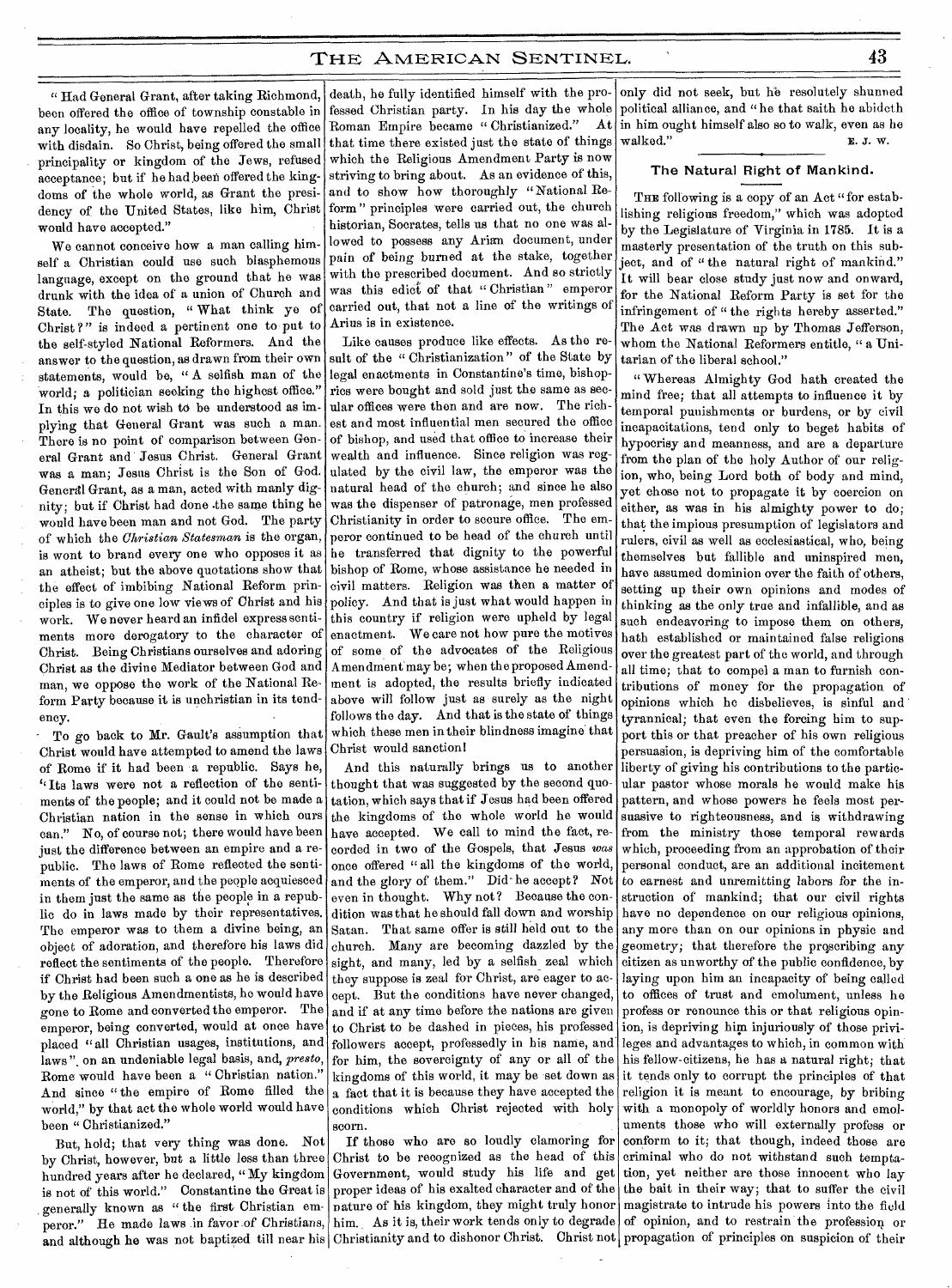"Had General Grant, after taking Richmond, been offered the office of township constable in any locality, he would have repelled the office with disdain. So Christ, being offered the small principality or kingdom of the Jews, refused acceptance; but if he had been offered the kingdoms of the whole world, as Grant the presidency of the United States, like him, Christ would have accepted."

We cannot conceive how a man calling himself a Christian could use such blasphemous language, except on the ground that he was drunk with the idea of a union of Church and State. The question, "What think ye of Christ?" is indeed a pertinent one to put to the self-styled National Reformers. And the answer to the question, as drawn from their own statements, would be, "A selfish man of the world; a politician seeking the highest office." In this we do not wish to be understood as implying that General Grant was such a man. There is no point of comparison between General Grant and Jesus Christ. General Grant was a man; Jesus Christ is the Son of God. General Grant, as a man, acted with manly dignity; but if Christ had done the same thing he would have been man and not God. The party of which the *Christian Statesman* is the organ, is wont to brand every one who opposes it as an atheist; but the above quotations show that the effect of imbibing National Reform principles is to give one low views of Christ and his work. We never heard an infidel express sentiments more derogatory to the character of Christ. Being Christians ourselves and adoring Christ as the divine Mediator between God and man, we oppose the work of the National Reform Party because it is unchristian in its tendency.

To go back to Mr. Gault's assumption that Christ would have attempted to amend the laws of Rome if it had been a republic. Says he, "Its laws were not a reflection of the sentiments of the people; and it could not be made a Christian nation in the sense in which ours can." No, of course not; there would have been just the difference between an empire and a republic. The laws of Rome reflected the sentiments of the emperor, and the people acquiesced in them just the same as the people in a republic do in laws made by their representatives. The emperor was to them a divine being, an object of adoration, and therefore his laws did reflect the sentiments of the people. Therefore if Christ had been such a one as he is described by the Religious Amendmentists, he would have gone to Rome and converted the emperor. The emperor, being converted, would at once have placed "all Christian usages, institutions, and laws", on an undeniable legal basis, and, *presto*, Rome would have been a "Christian nation." And since "the empire of Rome filled the world," by that act the whole world would have been "Christianized."

But, hold; that very thing was done. Not by Christ, however, but a little less than three hundred years after he declared, "My kingdom is not of this world." Constantine the Great is generally known as "the first Christian emperor." He made laws in favor of Christians, and although he was not baptized till near his death, he fully identified himself with the professed Christian party. In his day the whole Roman Empire became "Christianized." At that time there existed just the state of things which the Religious Amendment Party is now striving to bring about. As an evidence of this, and to show how thoroughly "National Reform" principles were carried out, the church historian, Socrates, tells us that no one was allowed to possess any Arian document, under pain of being burned at the stake, together with the prescribed document. And so strictly was this edict of that "Christian" emperor carried out, that not a line of the writings of Arius is in existence.

Like causes produce like effects. As the result of the "Christianization" of the State by legal enactments in Constantine's time, bishoprics were bought and sold just the same as secular offices were then and are now. The richest and most influential men secured the office of bishop, and used that office to increase their wealth and influence. Since religion was regulated by the civil law, the emperor was the natural head of the church; and since he also was the dispenser of patronage, men professed Christianity in order to secure office. The emperor continued to be head of the church until he transferred that dignity to the powerful bishop of Rome, whose assistance he needed in civil matters. Religion was then a matter of policy. And that is just what would happen in this country if religion were upheld by legal enactment. We care not how pure the motives of some of the advocates of the Religious Amendment may be; when the proposed Amendment is adopted, the results briefly indicated above will follow just as surely as the night follows the day. And that is the state of things which these men in their blindness imagine that Christ would sanction!

And this naturally brings us to another thought that was suggested by the second quotation, which says that if Jesus had been offered the kingdoms of the whole world he would have accepted. We call to mind the fact, recorded in two of the Gospels, that Jesus *was* once offered "all the kingdoms of the world, and the glory of them." Did he accept? Not even in thought. Why not? Because the condition was that he should fall down and worship Satan. That same offer is still held out to the church. Many are becoming dazzled by the sight, and many, led by a selfish zeal which they suppose is zeal for Christ, are eager to accept. But the conditions have never changed, and if at any time before the nations are given to Christ to be dashed in pieces, his professed followers accept, professedly in his name, and for him, the sovereignty of any or all of the kingdoms of this world, it may be set down as a fact that it is because they have accepted the conditions which Christ rejected with holy scorn.

If those who are so loudly clamoring for Christ to be recognized as the head of this Government, would study his life and get proper ideas of his exalted character and of the nature of his kingdom, they might truly honor him. As it is, their work tends only to degrade Christianity and to dishonor Christ. Christ not only did not seek, but he resolutely shunned political alliance, and "he that saith he abideth in him ought himself also so to walk, even as he walked." E. J. W.

## The Natural Right of Mankind.

The following is a copy of an Act "for establishing religious freedom," which was adopted by the Legislature of Virginia in 1785. It is a masterly presentation of the truth on this subject, and of "the natural right of mankind." It will bear close study just now and onward, for the National Reform Party is set for the infringement of "the rights hereby asserted." The Act was drawn up by Thomas Jefferson, whom the National Reformers entitle, "a Unitarian of the liberal school."

"Whereas Almighty God hath created the mind free; that all attempts to influence it by temporal punishments or burdens, or by civil incapacitations, tend only to beget habits of hypocrisy and meanness, and are a departure from the plan of the holy Author of our religion, who, being Lord both of body and mind, yet chose not to propagate it by coercion on either, as was in his almighty power to do; that the impious presumption of legislators and rulers, civil as well as ecclesiastical, who, being themselves but fallible and uninspired men, have assumed dominion over the faith of others, setting up their own opinions and modes of thinking as the only true and infallible, and as such endeavoring to impose them on others, hath established or maintained false religions over the greatest part of the world, and through all time; that to compel a man to furnish contributions of money for the propagation of opinions which he disbelieves, is sinful and tyrannical; that even the forcing him to support this or that preacher of his own religious persuasion, is depriving him of the comfortable liberty of giving his contributions to the particular pastor whose morals he would make his pattern, and whose powers he feels most persuasive to righteousness, and is withdrawing from the ministry those temporal rewards which, proceeding from an approbation of their personal conduct, are an additional incitement to earnest and unremitting labors for the instruction of mankind; that our civil rights have no dependence on our religious opinions, any more than on our opinions in physic and geometry; that therefore the proscribing any citizen as unworthy of the public confidence, by laying upon him an incapacity of being called to offices of trust and emolument, unless he profess or renounce this or that religious opinion, is depriving him injuriously of those privileges and advantages to which, in common with his fellow-citizens, he has a natural right; that it tends only to corrupt the principles of that religion it is meant to encourage, by bribing with a monopoly of worldly honors and emoluments those who will externally profess or conform to it; that though, indeed those are criminal who do not withstand such temptation, yet neither are those innocent who lay the bait in their way; that to suffer the civil magistrate to intrude his powers into the field of opinion, and to restrain the profession or propagation of principles on suspicion of their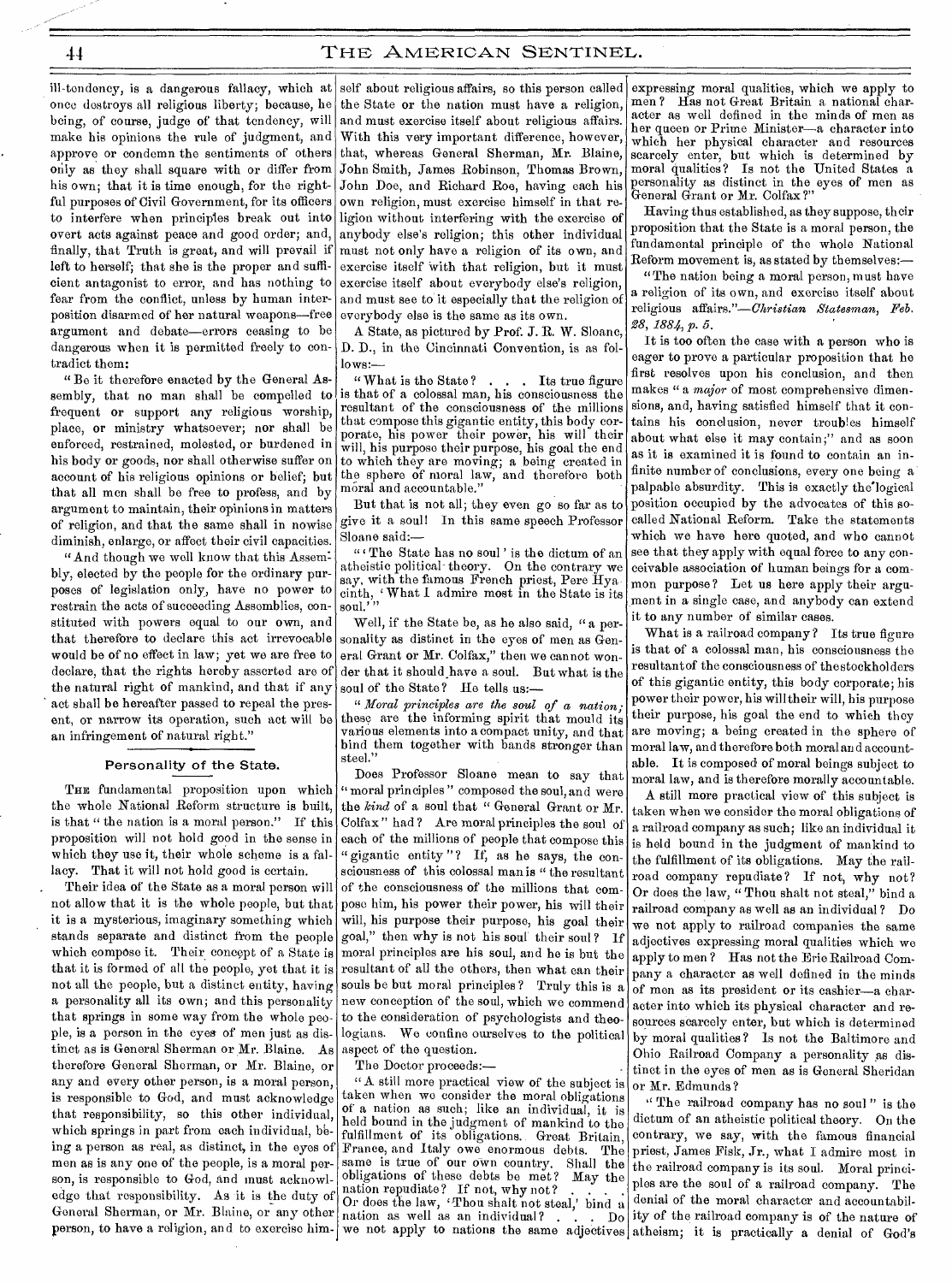ill-tendency, is a dangerous fallacy, which at once destroys all religious liberty; because, he being, of course, judge of that tendency, will make his opinions the rule of judgment, and approve or condemn the sentiments of others only as they shall square with or differ from his own; that it is time enough, for the rightful purposes of Civil Government, for its officers to interfere when principles break out into overt acts against peace and good order; and, finally, that Truth is great, and will prevail if left to herself; that she is the proper and sufficient antagonist to error, and has nothing to fear from the conflict, unless by human interposition disarmed of her natural weapons—free argument and debate—errors ceasing to be dangerous when it is permitted freely to contradict them:

"Be it therefore enacted by the General Assembly, that no man shall be compelled to frequent or support any religious worship, place, or ministry whatsoever; nor shall be enforced, restrained, molested, or burdened in his body or goods, nor shall otherwise suffer on account of his religious opinions or belief; but that all men shall be free to profess, and by argument to maintain, their opinions in matters of religion, and that the same shall in nowise diminish, enlarge, or affect their civil capacities.

"And though we well know that this Assembly, elected by the people for the ordinary purposes of legislation only, have no power to restrain the acts of succeeding Assemblies, constituted with powers equal to our own, and that therefore to declare this act irrevocable would be of no effect in law; yet we are free to declare, that the rights hereby asserted are of the natural right of mankind, and that if any act shall be hereafter passed to repeal the present, or narrow its operation, such act will be an infringement of natural right."

## Personality of the State.

THE fundamental proposition upon which the whole National Reform structure is built, is that "the nation is a moral person." If this proposition will not hold good in the sense in which they use it, their whole scheme is a fallacy. That it will not hold good is certain.

Their idea of the State as a moral person will not allow that it is the whole people, but that it is a mysterious, imaginary something which stands separate and distinct from the people which compose it. Their concept of a State is that it is formed of all the people, yet that it is not all the people, but a distinct entity, having a personality all its own; and this personality that springs in some way from the whole people, is a person in the eyes of men just as distinct as is General Sherman or Mr. Blaine. As therefore General Sherman, or Mr. Blaine, or any and every other person, is a moral person, is responsible to God, and must acknowledge that responsibility, so this other individual, which springs in part from each individual, being a person as real, as distinct, in the eyes of men as is any one of the people, is a moral person, is responsible to God, and must acknowledge that responsibility. As it is the duty of General Sherman, or Mr. Blaine, or any other person, to have a religion, and to exercise himself about religious affairs, so this person called the State or the nation must have a religion, and must exercise itself about religious affairs. With this very important difference, however, that, whereas General Sherman, Mr. Blaine, John Smith, James Robinson, Thomas Brown, John Doe, and Richard Roe, having each his own religion, must exercise himself in that religion without interfering with the exercise of anybody else's religion; this other individual must not only have a religion of its own, and exercise itself with that religion, but it must exercise itself about everybody else's religion, and must see to it especially that the religion of everybody else is the same as its own.

A State, as pictured by Prof. J. R. W. Sloane, D. D., in the Cincinnati Convention, is as follows:—

"What is the State? . . . Its true figure is that of a colossal man, his consciousness the resultant of the consciousness of the millions that compose this gigantic entity, this body corporate, his power their power, his will their will, his purpose their purpose, his goal the end to which they are moving; a being created in the sphere of moral law, and therefore both moral and accountable."

But that is not all; they even go so far as to give it a soul! In this same speech Professor Sloane said:—

"'The State has no soul' is the dictum of an atheistic political theory. On the contrary we say, with the famous French priest, Pere Hyacinth, 'What I admire most in the State is its soul.'"

Well, if the State be, as he also said, "a personality as distinct in the eyes of men as General Grant or Mr. Colfax," then we cannot wonder that it should have a soul. But what is the soul of the State? He tells us:—

"*Moral principles are the soul of a nation*; these are the informing spirit that mould its various elements into a compact unity, and that bind them together with bands stronger than steel."

Does Professor Sloane mean to say that "moral principles" composed the soul, and were the *kind* of a soul that "General Grant or Mr. Colfax" had? Are moral principles the soul of each of the millions of people that compose this "gigantic entity"? If, as he says, the consciousness of this colossal man is "the resultant of the consciousness of the millions that compose him, his power their power, his will their will, his purpose their purpose, his goal their goal," then why is not his soul their soul? If moral principles are his soul, and he is but the resultant of all the others, then what can their souls be but moral principles? Truly this is a new conception of the soul, which we commend to the consideration of psychologists and theologians. We confine ourselves to the political aspect of the question.

The Doctor proceeds:—

"A still more practical view of the subject is taken when we consider the moral obligations of a nation as such; like an individual, it is held bound in the judgment of mankind to the fulfillment of its obligations. Great Britain, France, and Italy owe enormous debts. The same is true of our own country. Shall the obligations of these debts be met? May the nation repudiate? If not, why not? . . . Or does the law, 'Thou shalt not steal,' bind a nation as well as an individual? . . . Do we not apply to nations the same adjectives expressing moral qualities, which we apply to men? Has not Great Britain a national character as well defined in the minds of men as her queen or Prime Minister—a character into which her physical character and resources scarcely enter, but which is determined by moral qualities? Is not the United States a personality as distinct in the eyes of men as General Grant or Mr. Colfax?"

Having thus established, as they suppose, their proposition that the State is a moral person, the fundamental principle of the whole National Reform movement is, as stated by themselves:—

"The nation being a moral person, must have a religion of its own, and exercise itself about religious affairs."—*Christian Statesman, Feb. 28, 1884, p. 5.*

It is too often the case with a person who is eager to prove a particular proposition that he first resolves upon his conclusion, and then makes "a *major* of most comprehensive dimensions, and, having satisfied himself that it contains his conclusion, never troubles himself about what else it may contain;" and as soon as it is examined it is found to contain an infinite number of conclusions, every one being a palpable absurdity. This is exactly the logical position occupied by the advocates of this so-called National Reform. Take the statements which we have here quoted, and who cannot see that they apply with equal force to any conceivable association of human beings for a common purpose? Let us here apply their argument in a single case, and anybody can extend it to any number of similar cases.

What is a railroad company? Its true figure is that of a colossal man, his consciousness the resultant of the consciousness of the stockholders of this gigantic entity, this body corporate; his power their power, his will their will, his purpose their purpose, his goal the end to which they are moving; a being created in the sphere of moral law, and therefore both moral and accountable. It is composed of moral beings subject to moral law, and is therefore morally accountable.

A still more practical view of this subject is taken when we consider the moral obligations of a railroad company as such; like an individual it is held bound in the judgment of mankind to the fulfillment of its obligations. May the railroad company repudiate? If not, why not? Or does the law, "Thou shalt not steal," bind a railroad company as well as an individual? Do we not apply to railroad companies the same adjectives expressing moral qualities which we apply to men? Has not the Erie Railroad Company a character as well defined in the minds of men as its president or its cashier—a character into which its physical character and resources scarcely enter, but which is determined by moral qualities? Is not the Baltimore and Ohio Railroad Company a personality as distinct in the eyes of men as is General Sheridan or Mr. Edmunds?

"The railroad company has no soul" is the dictum of an atheistic political theory. On the contrary, we say, with the famous financial priest, James Fisk, Jr., what I admire most in the railroad company is its soul. Moral principles are the soul of a railroad company. The denial of the moral character and accountability of the railroad company is of the nature of atheism; it is practically a denial of God's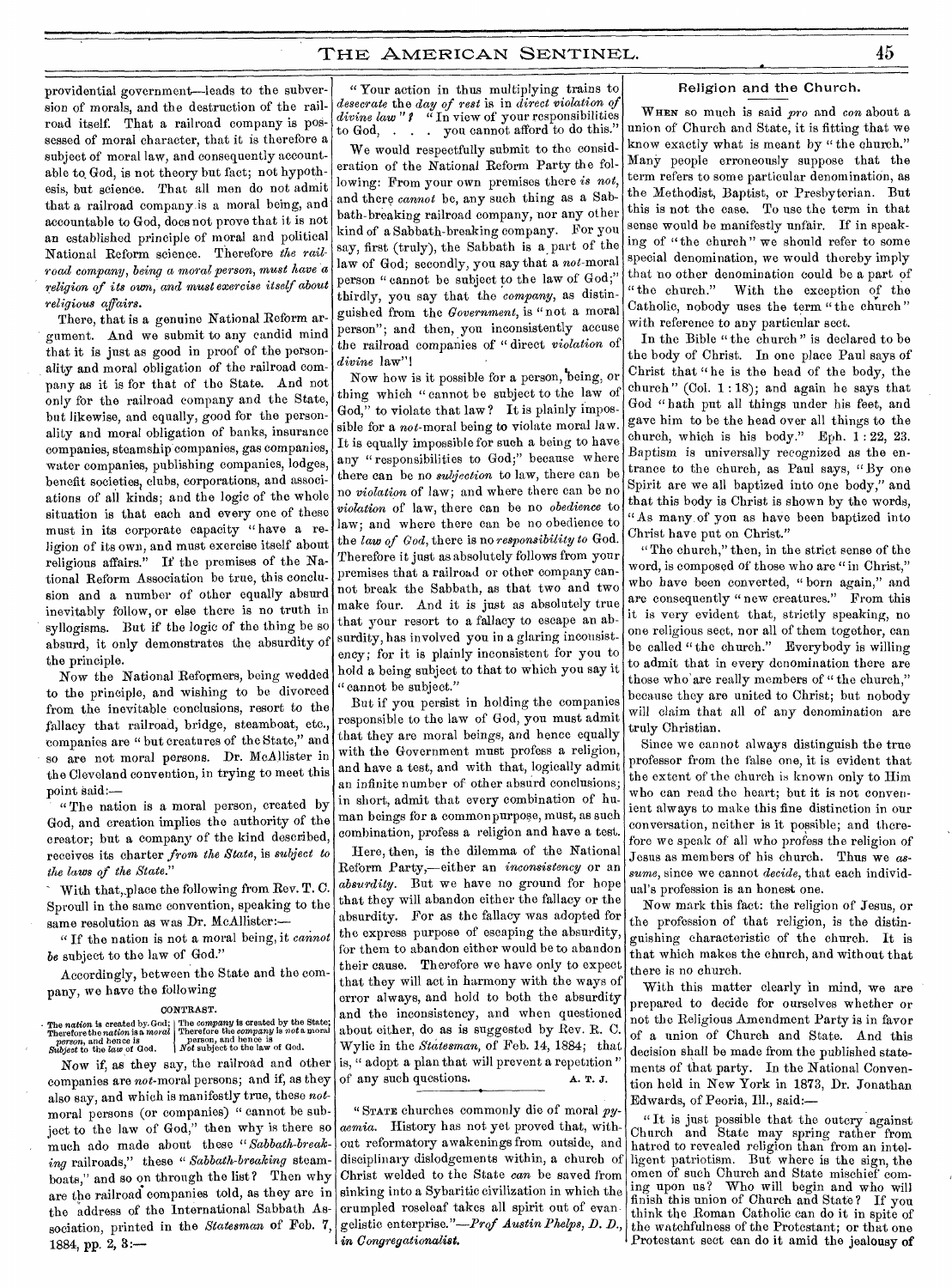providential government—leads to the subversion of morals, and the destruction of the railroad itself. That a railroad company is possessed of moral character, that it is therefore a subject of moral law, and consequently accountable to God, is not theory but fact; not hypothesis, but science. That all men do not admit that a railroad company is a moral being, and accountable to God, does not prove that it is not an established principle of moral and political National Reform science. Therefore *the railroad company, being a moral person, must have a religion of its own, and must exercise itself about religious affairs.*

There, that is a genuine National Reform argument. And we submit to any candid mind that it is just as good in proof of the personality and moral obligation of the railroad company as it is for that of the State. And not only for the railroad company and the State, but likewise, and equally, good for the personality and moral obligation of banks, insurance companies, steamship companies, gas companies, water companies, publishing companies, lodges, benefit societies, clubs, corporations, and associations of all kinds; and the logic of the whole situation is that each and every one of these must in its corporate capacity "have a religion of its own, and must exercise itself about religious affairs." If the premises of the National Reform Association be true, this conclusion and a number of other equally absurd inevitably follow, or else there is no truth in syllogisms. But if the logic of the thing be so absurd, it only demonstrates the absurdity of the principle.

Now the National Reformers, being wedded to the principle, and wishing to be divorced from the inevitable conclusions, resort to the fallacy that railroad, bridge, steamboat, etc., companies are "but creatures of the State," and so are not moral persons. Dr. McAllister in the Cleveland convention, in trying to meet this point said:—

"The nation is a moral person, created by God, and creation implies the authority of the creator; but a company of the kind described, receives its charter *from the State*, is *subject to the laws of the State.*"

With that, place the following from Rev. T. C. Sproull in the same convention, speaking to the same resolution as was Dr. McAllister:—

"If the nation is not a moral being, it *cannot be* subject to the law of God."

Accordingly, between the State and the company, we have the following

CONTRAST.

| The *nation* is created by God; Therefore the *nation* is a *moral person*, and hence is *Subject* to the law of God. | The *company* is created by the State; Therefore the *company* is *not* a moral person, and hence is *Not* subject to the law of God. |
|---|---|

Now if, as they say, the railroad and other companies are *not*-moral persons; and if, as they also say, and which is manifestly true, these *not*-moral persons (or companies) "cannot be subject to the law of God," then why is there so much ado made about these "*Sabbath-breaking* railroads," these "*Sabbath-breaking* steamboats," and so on through the list? Then why are the railroad companies told, as they are in the address of the International Sabbath Association, printed in the *Statesman* of Feb. 7, 1884, pp. 2, 3:—

"Your action in thus multiplying trains to *desecrate* the *day of rest* is in *direct violation of divine law*"? "In view of your responsibilities to God, . . . you cannot afford to do this."

We would respectfully submit to the consideration of the National Reform Party the following: From your own premises there *is not*, and there *cannot* be, any such thing as a Sabbath-breaking railroad company, nor any other kind of a Sabbath-breaking company. For you say, first (truly), the Sabbath is a part of the law of God; secondly, you say that a *not*-moral person "cannot be subject to the law of God;" thirdly, you say that the *company*, as distinguished from the *Government*, is "not a moral person"; and then, you inconsistently accuse the railroad companies of "direct *violation* of *divine* law"!

Now how is it possible for a person, being, or thing which "cannot be subject to the law of God," to violate that law? It is plainly impossible for a *not*-moral being to violate moral law. It is equally impossible for such a being to have any "responsibilities to God;" because where there can be no *subjection* to law, there can be no *violation* of law; and where there can be no *violation* of law, there can be no *obedience* to law; and where there can be no obedience to the *law of God*, there is no *responsibility to* God. Therefore it just as absolutely follows from your premises that a railroad or other company cannot break the Sabbath, as that two and two make four. And it is just as absolutely true that your resort to a fallacy to escape an absurdity, has involved you in a glaring inconsistency; for it is plainly inconsistent for you to hold a being subject to that to which you say it "cannot be subject."

But if you persist in holding the companies responsible to the law of God, you must admit that they are moral beings, and hence equally with the Government must profess a religion, and have a test, and with that, logically admit an infinite number of other absurd conclusions; in short, admit that every combination of human beings for a common purpose, must, as such combination, profess a religion and have a test.

Here, then, is the dilemma of the National Reform Party,—either an *inconsistency* or an *absurdity*. But we have no ground for hope that they will abandon either the fallacy or the absurdity. For as the fallacy was adopted for the express purpose of escaping the absurdity, for them to abandon either would be to abandon their cause. Therefore we have only to expect that they will act in harmony with the ways of error always, and hold to both the absurdity and the inconsistency, and when questioned about either, do as is suggested by Rev. R. C. Wylie in the *Statesman*, of Feb. 14, 1884; that is, "adopt a plan that will prevent a repetition" of any such questions.

A. T. J.

---

"STATE churches commonly die of moral *pyaemia*. History has not yet proved that, without reformatory awakenings from outside, and disciplinary dislodgements within, a church of Christ welded to the State *can* be saved from sinking into a Sybaritic civilization in which the crumpled roseleaf takes all spirit out of evangelistic enterprise."—*Prof. Austin Phelps, D. D., in Congregationalist.*

---

## Religion and the Church.

WHEN so much is said *pro* and *con* about a union of Church and State, it is fitting that we know exactly what is meant by "the church." Many people erroneously suppose that the term refers to some particular denomination, as the Methodist, Baptist, or Presbyterian. But this is not the case. To use the term in that sense would be manifestly unfair. If in speaking of "the church" we should refer to some special denomination, we would thereby imply that no other denomination could be a part of "the church." With the exception of the Catholic, nobody uses the term "the church" with reference to any particular sect.

In the Bible "the church" is declared to be the body of Christ. In one place Paul says of Christ that "he is the head of the body, the church" (Col. 1:18); and again he says that God "hath put all things under his feet, and gave him to be the head over all things to the church, which is his body." Eph. 1:22, 23. Baptism is universally recognized as the entrance to the church, as Paul says, "By one Spirit are we all baptized into one body," and that this body is Christ is shown by the words, "As many of you as have been baptized into Christ have put on Christ."

"The church," then, in the strict sense of the word, is composed of those who are "in Christ," who have been converted, "born again," and are consequently "new creatures." From this it is very evident that, strictly speaking, no one religious sect, nor all of them together, can be called "the church." Everybody is willing to admit that in every denomination there are those who are really members of "the church," because they are united to Christ; but nobody will claim that all of any denomination are truly Christian.

Since we cannot always distinguish the true professor from the false one, it is evident that the extent of the church is known only to Him who can read the heart; but it is not convenient always to make this fine distinction in our conversation, neither is it possible; and therefore we speak of all who profess the religion of Jesus as members of his church. Thus we *assume*, since we cannot *decide*, that each individual's profession is an honest one.

Now mark this fact: the religion of Jesus, or the profession of that religion, is the distinguishing characteristic of the church. It is that which makes the church, and without that there is no church.

With this matter clearly in mind, we are prepared to decide for ourselves whether or not the Religious Amendment Party is in favor of a union of Church and State. And this decision shall be made from the published statements of that party. In the National Convention held in New York in 1873, Dr. Jonathan Edwards, of Peoria, Ill., said:—

"It is just possible that the outcry against Church and State may spring rather from hatred to revealed religion than from an intelligent patriotism. But where is the sign, the omen of such Church and State mischief coming upon us? Who will begin and who will finish this union of Church and State? If you think the Roman Catholic can do it in spite of the watchfulness of the Protestant; or that one Protestant sect can do it amid the jealousy of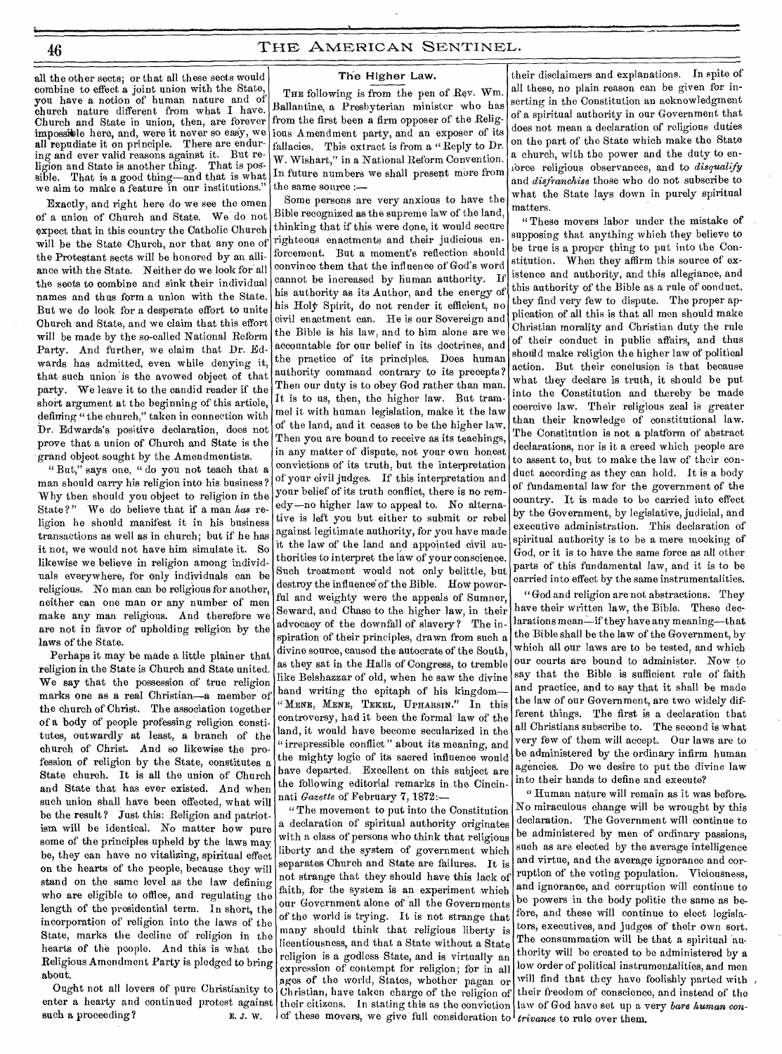all the other sects; or that all these sects would combine to effect a joint union with the State, you have a notion of human nature and of church nature different from what I have. Church and State in union, then, are forever impossible here, and, were it never so easy, we all repudiate it on principle. There are enduring and ever valid reasons against it. But religion and State is another thing. That is possible. That is a good thing—and that is what we aim to make a feature in our institutions."

Exactly, and right here do we see the omen of a union of Church and State. We do not expect that in this country the Catholic Church will be the State Church, nor that any one of the Protestant sects will be honored by an alliance with the State. Neither do we look for all the sects to combine and sink their individual names and thus form a union with the State. But we do look for a desperate effort to unite Church and State, and we claim that this effort will be made by the so-called National Reform Party. And further, we claim that Dr. Edwards has admitted, even while denying it, that such union is the avowed object of that party. We leave it to the candid reader if the short argument at the beginning of this article, defining "the church," taken in connection with Dr. Edwards's positive declaration, does not prove that a union of Church and State is the grand object sought by the Amendmentists.

"But," says one, "do you not teach that a man should carry his religion into his business? Why then should you object to religion in the State?" We do believe that if a man *has* religion he should manifest it in his business transactions as well as in church; but if he has it not, we would not have him simulate it. So likewise we believe in religion among individuals everywhere, for only individuals can be religious. No man can be religious for another, neither can one man or any number of men make any man religious. And therefore we are not in favor of upholding religion by the laws of the State.

Perhaps it may be made a little plainer that religion in the State is Church and State united. We say that the possession of true religion marks one as a real Christian—a member of the church of Christ. The association together of a body of people professing religion constitutes, outwardly at least, a branch of the church of Christ. And so likewise the profession of religion by the State, constitutes a State church. It is all the union of Church and State that has ever existed. And when such union shall have been effected, what will be the result? Just this: Religion and patriotism will be identical. No matter how pure some of the principles upheld by the laws may be, they can have no vitalizing, spiritual effect on the hearts of the people, because they will stand on the same level as the law defining who are eligible to office, and regulating the length of the presidential term. In short, the incorporation of religion into the laws of the State, marks the decline of religion in the hearts of the people. And this is what the Religious Amendment Party is pledged to bring about.

Ought not all lovers of pure Christianity to enter a hearty and continued protest against such a proceeding? E. J. W.

## The Higher Law.

THE following is from the pen of Rev. Wm. Ballantine, a Presbyterian minister who has from the first been a firm opposer of the Religious Amendment party, and an exposer of its fallacies. This extract is from a "Reply to Dr. W. Wishart," in a National Reform Convention. In future numbers we shall present more from the same source:—

Some persons are very anxious to have the Bible recognized as the supreme law of the land, thinking that if this were done, it would secure righteous enactments and their judicious enforcement. But a moment's reflection should convince them that the influence of God's word cannot be increased by human authority. If his authority as its Author, and the energy of his Holy Spirit, do not render it efficient, no civil enactment can. He is our Sovereign and the Bible is his law, and to him alone are we accountable for our belief in its doctrines, and the practice of its principles. Does human authority command contrary to its precepts? Then our duty is to obey God rather than man. It is to us, then, the higher law. But trammel it with human legislation, make it the law of the land, and it ceases to be the higher law. Then you are bound to receive as its teachings, in any matter of dispute, not your own honest convictions of its truth, but the interpretation of your civil judges. If this interpretation and your belief of its truth conflict, there is no remedy—no higher law to appeal to. No alternative is left you but either to submit or rebel against legitimate authority, for you have made it the law of the land and appointed civil authorities to interpret the law of your conscience. Such treatment would not only belittle, but destroy the influence of the Bible. How powerful and weighty were the appeals of Sumner, Seward, and Chase to the higher law, in their advocacy of the downfall of slavery? The inspiration of their principles, drawn from such a divine source, caused the autocrats of the South, as they sat in the Halls of Congress, to tremble like Belshazzar of old, when he saw the divine hand writing the epitaph of his kingdom—"MENE, MENE, TEKEL, UPHARSIN." In this controversy, had it been the formal law of the land, it would have become secularized in the "irrepressible conflict" about its meaning, and the mighty logic of its sacred influence would have departed. Excellent on this subject are the following editorial remarks in the Cincinnati *Gazette* of February 7, 1872:—

"The movement to put into the Constitution a declaration of spiritual authority originates with a class of persons who think that religious liberty and the system of government which separates Church and State are failures. It is not strange that they should have this lack of faith, for the system is an experiment which our Government alone of all the Governments of the world is trying. It is not strange that many should think that religious liberty is licentiousness, and that a State without a State religion is a godless State, and is virtually an expression of contempt for religion; for in all ages of the world, States, whether pagan or Christian, have taken charge of the religion of their citizens. In stating this as the conviction of these movers, we give full consideration to their disclaimers and explanations. In spite of all these, no plain reason can be given for inserting in the Constitution an acknowledgment of a spiritual authority in our Government that does not mean a declaration of religious duties on the part of the State which make the State a church, with the power and the duty to enforce religious observances, and to *disqualify* and *disfranchise* those who do not subscribe to what the State lays down in purely spiritual matters.

"These movers labor under the mistake of supposing that anything which they believe to be true is a proper thing to put into the Constitution. When they affirm this source of existence and authority, and this allegiance, and this authority of the Bible as a rule of conduct, they find very few to dispute. The proper application of all this is that all men should make Christian morality and Christian duty the rule of their conduct in public affairs, and thus should make religion the higher law of political action. But their conclusion is that because what they declare is truth, it should be put into the Constitution and thereby be made coercive law. Their religious zeal is greater than their knowledge of constitutional law. The Constitution is not a platform of abstract declarations, nor is it a creed which people are to assent to, but to make the law of their conduct according as they can hold. It is a body of fundamental law for the government of the country. It is made to be carried into effect by the Government, by legislative, judicial, and executive administration. This declaration of spiritual authority is to be a mere mocking of God, or it is to have the same force as all other parts of this fundamental law, and it is to be carried into effect by the same instrumentalities.

"God and religion are not abstractions. They have their written law, the Bible. These declarations mean—if they have any meaning—that the Bible shall be the law of the Government, by which all our laws are to be tested, and which our courts are bound to administer. Now to say that the Bible is sufficient rule of faith and practice, and to say that it shall be made the law of our Government, are two widely different things. The first is a declaration that all Christians subscribe to. The second is what very few of them will accept. Our laws are to be administered by the ordinary infirm human agencies. Do we desire to put the divine law into their hands to define and execute?

"Human nature will remain as it was before. No miraculous change will be wrought by this declaration. The Government will continue to be administered by men of ordinary passions, such as are elected by the average intelligence and virtue, and the average ignorance and corruption of the voting population. Viciousness, and ignorance, and corruption will continue to be powers in the body politic the same as before, and these will continue to elect legislators, executives, and judges of their own sort. The consummation will be that a spiritual authority will be created to be administered by a low order of political instrumentalities, and men will find that they have foolishly parted with their freedom of conscience, and instead of the law of God have set up a very *bare human contrivance* to rule over them.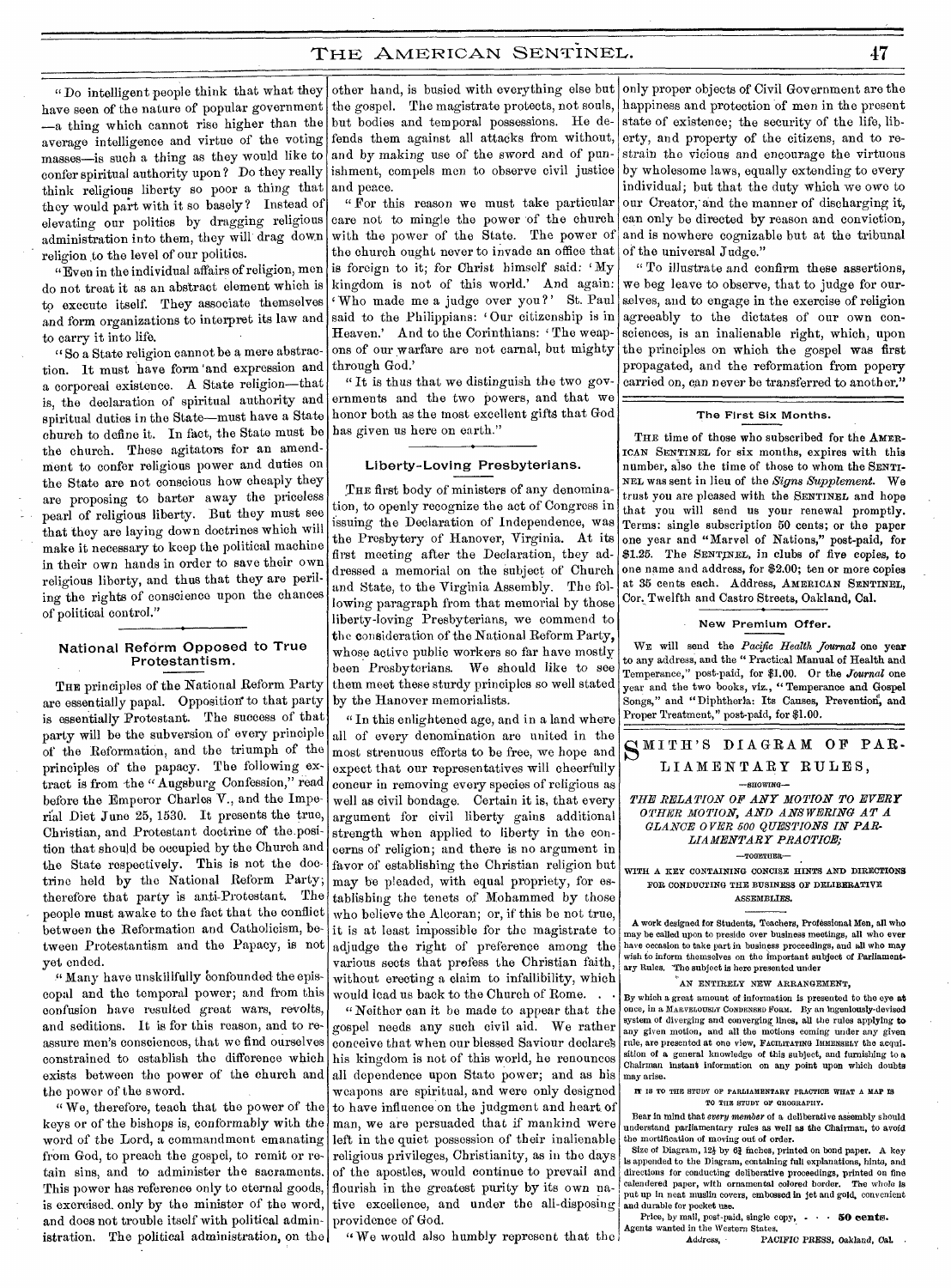"Do intelligent people think that what they have seen of the nature of popular government—a thing which cannot rise higher than the average intelligence and virtue of the voting masses—is such a thing as they would like to confer spiritual authority upon? Do they really think religious liberty so poor a thing that they would part with it so basely? Instead of elevating our politics by dragging religious administration into them, they will drag down religion to the level of our politics.

"Even in the individual affairs of religion, men do not treat it as an abstract element which is to execute itself. They associate themselves and form organizations to interpret its law and to carry it into life.

"So a State religion cannot be a mere abstraction. It must have form and expression and a corporeal existence. A State religion—that is, the declaration of spiritual authority and spiritual duties in the State—must have a State church to define it. In fact, the State must be the church. These agitators for an amendment to confer religious power and duties on the State are not conscious how cheaply they are proposing to barter away the priceless pearl of religious liberty. But they must see that they are laying down doctrines which will make it necessary to keep the political machine in their own hands in order to save their own religious liberty, and thus that they are periling the rights of conscience upon the chances of political control."

## National Reform Opposed to True Protestantism.

THE principles of the National Reform Party are essentially papal. Opposition to that party is essentially Protestant. The success of that party will be the subversion of every principle of the Reformation, and the triumph of the principles of the papacy. The following extract is from the "Augsburg Confession," read before the Emperor Charles V., and the Imperial Diet June 25, 1530. It presents the true, Christian, and Protestant doctrine of the position that should be occupied by the Church and the State respectively. This is not the doctrine held by the National Reform Party; therefore that party is anti-Protestant. The people must awake to the fact that the conflict between the Reformation and Catholicism, between Protestantism and the Papacy, is not yet ended.

"Many have unskillfully confounded the episcopal and the temporal power; and from this confusion have resulted great wars, revolts, and seditions. It is for this reason, and to reassure men's consciences, that we find ourselves constrained to establish the difference which exists between the power of the church and the power of the sword.

"We, therefore, teach that the power of the keys or of the bishops is, conformably with the word of the Lord, a commandment emanating from God, to preach the gospel, to remit or retain sins, and to administer the sacraments. This power has reference only to eternal goods, is exercised only by the minister of the word, and does not trouble itself with political administration. The political administration, on the other hand, is busied with everything else but the gospel. The magistrate protects, not souls, but bodies and temporal possessions. He defends them against all attacks from without, and by making use of the sword and of punishment, compels men to observe civil justice and peace.

"For this reason we must take particular care not to mingle the power of the church with the power of the State. The power of the church ought never to invade an office that is foreign to it; for Christ himself said: 'My kingdom is not of this world.' And again: 'Who made me a judge over you?' St. Paul said to the Philippians: 'Our citizenship is in Heaven.' And to the Corinthians: 'The weapons of our warfare are not carnal, but mighty through God.'

"It is thus that we distinguish the two governments and the two powers, and that we honor both as the most excellent gifts that God has given us here on earth."

## Liberty-Loving Presbyterians.

THE first body of ministers of any denomination, to openly recognize the act of Congress in issuing the Declaration of Independence, was the Presbytery of Hanover, Virginia. At its first meeting after the Declaration, they addressed a memorial on the subject of Church and State, to the Virginia Assembly. The following paragraph from that memorial by those liberty-loving Presbyterians, we commend to the consideration of the National Reform Party, whose active public workers so far have mostly been Presbyterians. We should like to see them meet these sturdy principles so well stated by the Hanover memorialists.

"In this enlightened age, and in a land where all of every denomination are united in the most strenuous efforts to be free, we hope and expect that our representatives will cheerfully concur in removing every species of religious as well as civil bondage. Certain it is, that every argument for civil liberty gains additional strength when applied to liberty in the concerns of religion; and there is no argument in favor of establishing the Christian religion but may be pleaded, with equal propriety, for establishing the tenets of Mohammed by those who believe the Alcoran; or, if this be not true, it is at least impossible for the magistrate to adjudge the right of preference among the various sects that profess the Christian faith, without erecting a claim to infallibility, which would lead us back to the Church of Rome. . .

"Neither can it be made to appear that the gospel needs any such civil aid. We rather conceive that when our blessed Saviour declares his kingdom is not of this world, he renounces all dependence upon State power; and as his weapons are spiritual, and were only designed to have influence on the judgment and heart of man, we are persuaded that if mankind were left in the quiet possession of their inalienable religious privileges, Christianity, as in the days of the apostles, would continue to prevail and flourish in the greatest purity by its own native excellence, and under the all-disposing providence of God.

"We would also humbly represent that the only proper objects of Civil Government are the happiness and protection of men in the present state of existence; the security of the life, liberty, and property of the citizens, and to restrain the vicious and encourage the virtuous by wholesome laws, equally extending to every individual; but that the duty which we owe to our Creator, and the manner of discharging it, can only be directed by reason and conviction, and is nowhere cognizable but at the tribunal of the universal Judge."

"To illustrate and confirm these assertions, we beg leave to observe, that to judge for ourselves, and to engage in the exercise of religion agreeably to the dictates of our own consciences, is an inalienable right, which, upon the principles on which the gospel was first propagated, and the reformation from popery carried on, can never be transferred to another."

## The First Six Months.

THE time of those who subscribed for the AMERICAN SENTINEL for six months, expires with this number, also the time of those to whom the SENTINEL was sent in lieu of the *Signs Supplement*. We trust you are pleased with the SENTINEL and hope that you will send us your renewal promptly. Terms: single subscription 50 cents; or the paper one year and "Marvel of Nations," post-paid, for $1.25. The SENTINEL, in clubs of five copies, to one name and address, for $2.00; ten or more copies at 35 cents each. Address, AMERICAN SENTINEL, Cor. Twelfth and Castro Streets, Oakland, Cal.

## New Premium Offer.

WE will send the *Pacific Health Journal* one year to any address, and the "Practical Manual of Health and Temperance," post-paid, for $1.00. Or the *Journal* one year and the two books, viz., "Temperance and Gospel Songs," and "Diphtheria: Its Causes, Prevention, and Proper Treatment," post-paid, for $1.00.

## SMITH'S DIAGRAM OF PARLIAMENTARY RULES,

—SHOWING—

*THE RELATION OF ANY MOTION TO EVERY OTHER MOTION, AND ANSWERING AT A GLANCE OVER 500 QUESTIONS IN PARLIAMENTARY PRACTICE;*

—TOGETHER—

WITH A KEY CONTAINING CONCISE HINTS AND DIRECTIONS FOR CONDUCTING THE BUSINESS OF DELIBERATIVE ASSEMBLIES.

A work designed for Students, Teachers, Professional Men, all who may be called upon to preside over business meetings, all who ever have occasion to take part in business proceedings, and all who may wish to inform themselves on the important subject of Parliamentary Rules. The subject is here presented under

AN ENTIRELY NEW ARRANGEMENT,

By which a great amount of information is presented to the eye at once, in a MARVELOUSLY CONDENSED FORM. By an ingeniously-devised system of diverging and converging lines, all the rules applying to any given motion, and all the motions coming under any given rule, are presented at one view, FACILITATING IMMENSELY the acquisition of a general knowledge of this subject, and furnishing to a Chairman instant information on any point upon which doubts may arise.

IT IS TO THE STUDY OF PARLIAMENTARY PRACTICE WHAT A MAP IS TO THE STUDY OF GEOGRAPHY.

Bear in mind that *every member* of a deliberative assembly should understand parliamentary rules as well as the Chairman, to avoid the mortification of moving out of order.

Size of Diagram, 12½ by 6⅞ inches, printed on bond paper. A key is appended to the Diagram, containing full explanations, hints, and directions for conducting deliberative proceedings, printed on fine calendered paper, with ornamental colored border. The whole is put up in neat muslin covers, embossed in jet and gold, convenient and durable for pocket use.

Price, by mail, post-paid, single copy, . . . **50 cents.**

Agents wanted in the Western States.

Address, PACIFIC PRESS, Oakland, Cal.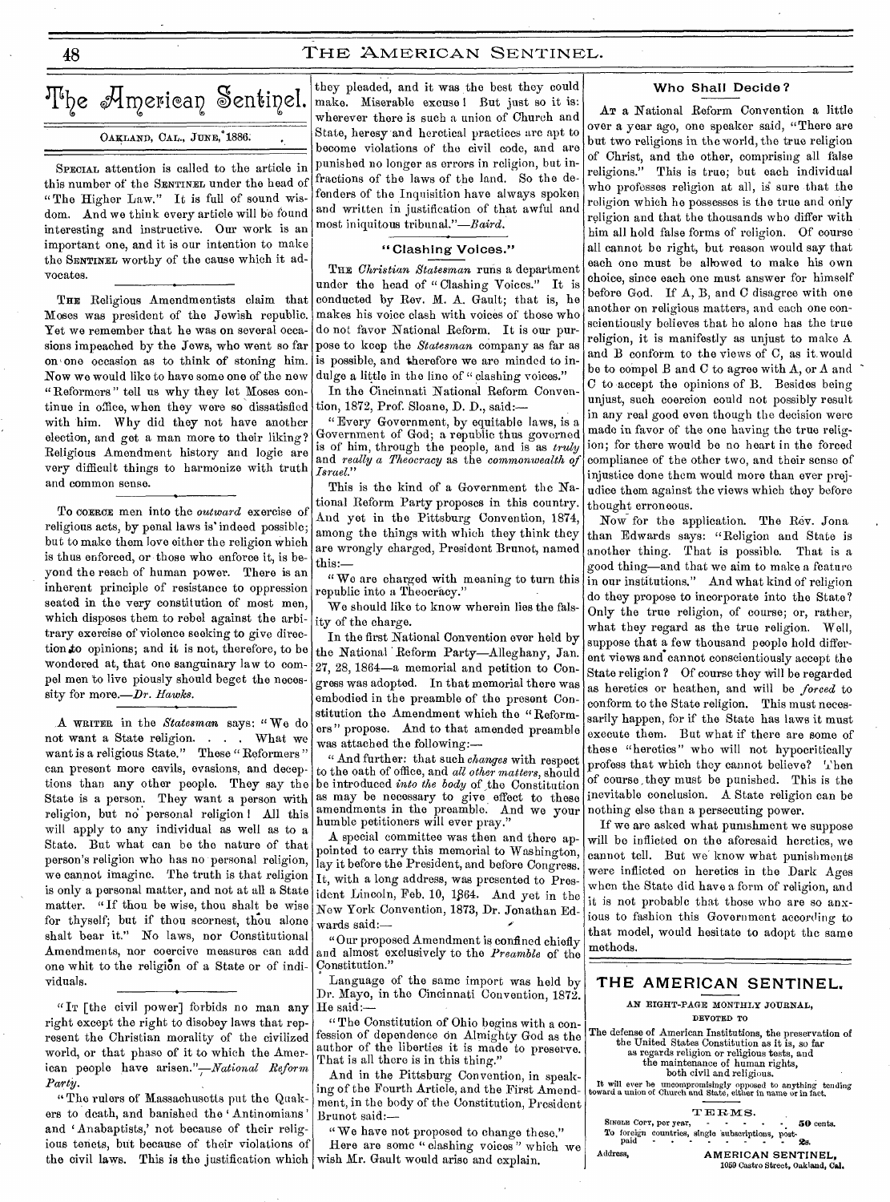# The American Sentinel.

OAKLAND, CAL., JUNE, 1886.

SPECIAL attention is called to the article in this number of the SENTINEL under the head of "The Higher Law." It is full of sound wisdom. And we think every article will be found interesting and instructive. Our work is an important one, and it is our intention to make the SENTINEL worthy of the cause which it advocates.

THE Religious Amendmentists claim that Moses was president of the Jewish republic. Yet we remember that he was on several occasions impeached by the Jews, who went so far on one occasion as to think of stoning him. Now we would like to have some one of the new "Reformers" tell us why they let Moses continue in office, when they were so dissatisfied with him. Why did they not have another election, and get a man more to their liking? Religious Amendment history and logic are very difficult things to harmonize with truth and common sense.

To COERCE men into the *outward* exercise of religious acts, by penal laws is indeed possible; but to make them love either the religion which is thus enforced, or those who enforce it, is beyond the reach of human power. There is an inherent principle of resistance to oppression seated in the very constitution of most men, which disposes them to rebel against the arbitrary exercise of violence seeking to give direction to opinions; and it is not, therefore, to be wondered at, that one sanguinary law to compel men to live piously should beget the necessity for more.—*Dr. Hawks.*

A WRITER in the *Statesman* says: "We do not want a State religion. . . . What we want is a religious State." These "Reformers" can present more cavils, evasions, and deceptions than any other people. They say the State is a person. They want a person with religion, but no personal religion! All this will apply to any individual as well as to a State. But what can be the nature of that person's religion who has no personal religion, we cannot imagine. The truth is that religion is only a personal matter, and not at all a State matter. "If thou be wise, thou shalt be wise for thyself; but if thou scornest, thou alone shalt bear it." No laws, nor Constitutional Amendments, nor coercive measures can add one whit to the religion of a State or of individuals.

"IT [the civil power] forbids no man any right except the right to disobey laws that represent the Christian morality of the civilized world, or that phase of it to which the American people have arisen."—*National Reform Party.*

"The rulers of Massachusetts put the Quakers to death, and banished the 'Antinomians' and 'Anabaptists,' not because of their religious tenets, but because of their violations of the civil laws. This is the justification which they pleaded, and it was the best they could make. Miserable excuse! But just so it is: wherever there is such a union of Church and State, heresy and heretical practices are apt to become violations of the civil code, and are punished no longer as errors in religion, but infractions of the laws of the land. So the defenders of the Inquisition have always spoken and written in justification of that awful and most iniquitous tribunal."—*Baird.*

## "Clashing Voices."

THE *Christian Statesman* runs a department under the head of "Clashing Voices." It is conducted by Rev. M. A. Gault; that is, he makes his voice clash with voices of those who do not favor National Reform. It is our purpose to keep the *Statesman* company as far as is possible, and therefore we are minded to indulge a little in the line of "clashing voices."

In the Cincinnati National Reform Convention, 1872, Prof. Sloane, D. D., said:—

"Every Government, by equitable laws, is a Government of God; a republic thus governed is of him, through the people, and is as *truly* and *really a Theocracy* as the *commonwealth of Israel.*"

This is the kind of a Government the National Reform Party proposes in this country. And yet in the Pittsburg Convention, 1874, among the things with which they think they are wrongly charged, President Brunot, named this:—

"We are charged with meaning to turn this republic into a Theocracy."

We should like to know wherein lies the falsity of the charge.

In the first National Convention ever held by the National Reform Party—Alleghany, Jan. 27, 28, 1864—a memorial and petition to Congress was adopted. In that memorial there was embodied in the preamble of the present Constitution the Amendment which the "Reformers" propose. And to that amended preamble was attached the following:—

"And further: that such *changes* with respect to the oath of office, and *all other matters*, should be introduced *into the body* of the Constitution as may be necessary to give effect to these amendments in the preamble. And we your humble petitioners will ever pray."

A special committee was then and there appointed to carry this memorial to Washington, lay it before the President, and before Congress. It, with a long address, was presented to President Lincoln, Feb. 10, 1864. And yet in the New York Convention, 1873, Dr. Jonathan Edwards said:—

"Our proposed Amendment is confined chiefly and almost exclusively to the *Preamble* of the Constitution."

Language of the same import was held by Dr. Mayo, in the Cincinnati Convention, 1872. He said:—

"The Constitution of Ohio begins with a confession of dependence on Almighty God as the author of the liberties it is made to preserve. That is all there is in this thing."

And in the Pittsburg Convention, in speaking of the Fourth Article, and the First Amendment, in the body of the Constitution, President Brunot said:—

"We have not proposed to change these."

Here are some "clashing voices" which we wish Mr. Gault would arise and explain.

## Who Shall Decide?

AT a National Reform Convention a little over a year ago, one speaker said, "There are but two religions in the world, the true religion of Christ, and the other, comprising all false religions." This is true; but each individual who professes religion at all, is sure that the religion which he possesses is the true and only religion and that the thousands who differ with him all hold false forms of religion. Of course all cannot be right, but reason would say that each one must be allowed to make his own choice, since each one must answer for himself before God. If A, B, and C disagree with one another on religious matters, and each one conscientiously believes that he alone has the true religion, it is manifestly as unjust to make A and B conform to the views of C, as it would be to compel B and C to agree with A, or A and C to accept the opinions of B. Besides being unjust, such coercion could not possibly result in any real good even though the decision were made in favor of the one having the true religion; for there would be no heart in the forced compliance of the other two, and their sense of injustice done them would more than ever prejudice them against the views which they before thought erroneous.

Now for the application. The Rev. Jonathan Edwards says: "Religion and State is another thing. That is possible. That is a good thing—and that we aim to make a feature in our institutions." And what kind of religion do they propose to incorporate into the State? Only the true religion, of course; or, rather, what they regard as the true religion. Well, suppose that a few thousand people hold different views and cannot conscientiously accept the State religion? Of course they will be regarded as heretics or heathen, and will be *forced* to conform to the State religion. This must necessarily happen, for if the State has laws it must execute them. But what if there are some of these "heretics" who will not hypocritically profess that which they cannot believe? Then of course they must be punished. This is the inevitable conclusion. A State religion can be nothing else than a persecuting power.

If we are asked what punishment we suppose will be inflicted on the aforesaid heretics, we cannot tell. But we know what punishments were inflicted on heretics in the Dark Ages when the State did have a form of religion, and it is not probable that those who are so anxious to fashion this Government according to that model, would hesitate to adopt the same methods.

## THE AMERICAN SENTINEL.

AN EIGHT-PAGE MONTHLY JOURNAL,

DEVOTED TO

The defense of American Institutions, the preservation of the United States Constitution as it is, so far as regards religion or religious tests, and the maintenance of human rights, both civil and religious.

It will ever be uncompromisingly opposed to anything tending toward a union of Church and State, either in name or in fact.

TERMS.

SINGLE COPY, per year, . . . . . 50 cents.

To foreign countries, single subscriptions, post-paid . . . . . . . 2s.

Address, AMERICAN SENTINEL,
1059 Castro Street, Oakland, Cal.